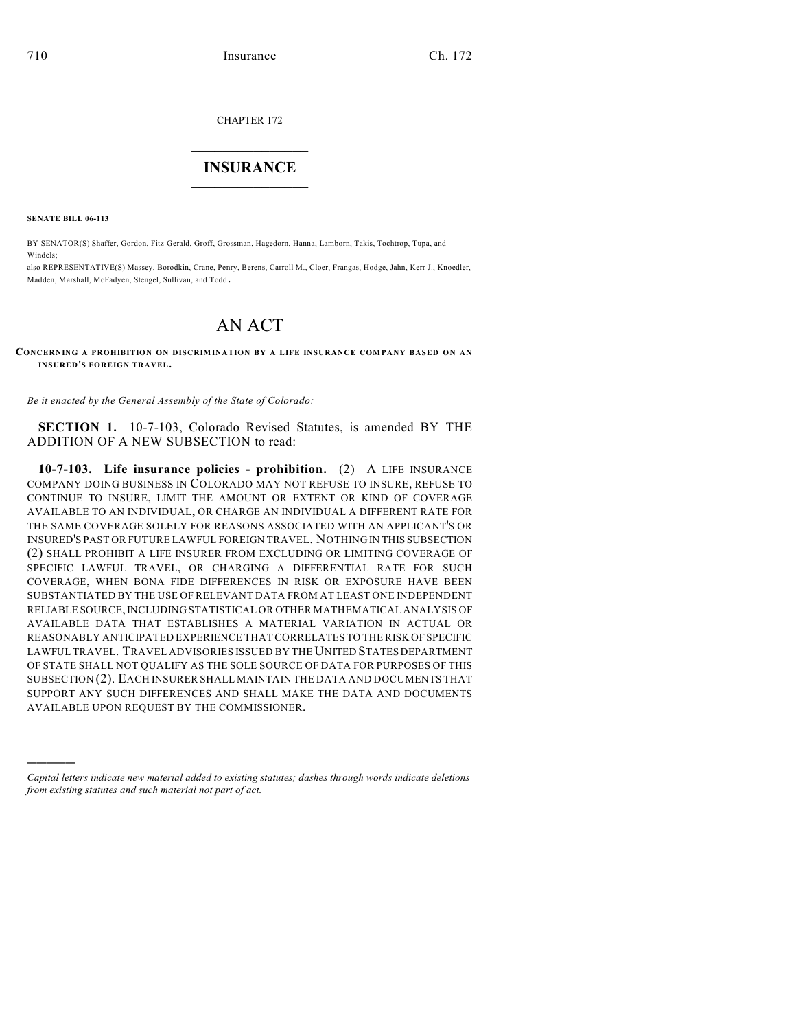CHAPTER 172

# INSURANCE

**SENATE BILL 06-113**

BY SENATOR(S) Shaffer, Gordon, Fitz-Gerald, Groff, Grossman, Hagedorn, Hanna, Lamborn, Takis, Tochtrop, Tupa, and Windels;

also REPRESENTATIVE(S) Massey, Borodkin, Crane, Penry, Berens, Carroll M., Cloer, Frangas, Hodge, Jahn, Kerr J., Knoedler, Madden, Marshall, McFadyen, Stengel, Sullivan, and Todd.

# AN ACT

**CONCERNING A PROHIBITION ON DISCRIMINATION BY A LIFE INSURANCE COMPANY BASED ON AN INSURED'S FOREIGN TRAVEL.**

*Be it enacted by the General Assembly of the State of Colorado:*

**SECTION 1.** 10-7-103, Colorado Revised Statutes, is amended BY THE ADDITION OF A NEW SUBSECTION to read:

**10-7-103. Life insurance policies - prohibition.** (2) A LIFE INSURANCE COMPANY DOING BUSINESS IN COLORADO MAY NOT REFUSE TO INSURE, REFUSE TO CONTINUE TO INSURE, LIMIT THE AMOUNT OR EXTENT OR KIND OF COVERAGE AVAILABLE TO AN INDIVIDUAL, OR CHARGE AN INDIVIDUAL A DIFFERENT RATE FOR THE SAME COVERAGE SOLELY FOR REASONS ASSOCIATED WITH AN APPLICANT'S OR INSURED'S PAST OR FUTURE LAWFUL FOREIGN TRAVEL. NOTHING IN THIS SUBSECTION (2) SHALL PROHIBIT A LIFE INSURER FROM EXCLUDING OR LIMITING COVERAGE OF SPECIFIC LAWFUL TRAVEL, OR CHARGING A DIFFERENTIAL RATE FOR SUCH COVERAGE, WHEN BONA FIDE DIFFERENCES IN RISK OR EXPOSURE HAVE BEEN SUBSTANTIATED BY THE USE OF RELEVANT DATA FROM AT LEAST ONE INDEPENDENT RELIABLE SOURCE, INCLUDING STATISTICAL OR OTHER MATHEMATICAL ANALYSIS OF AVAILABLE DATA THAT ESTABLISHES A MATERIAL VARIATION IN ACTUAL OR REASONABLY ANTICIPATED EXPERIENCE THAT CORRELATES TO THE RISK OF SPECIFIC LAWFUL TRAVEL. TRAVEL ADVISORIES ISSUED BY THE UNITED STATES DEPARTMENT OF STATE SHALL NOT QUALIFY AS THE SOLE SOURCE OF DATA FOR PURPOSES OF THIS SUBSECTION (2). EACH INSURER SHALL MAINTAIN THE DATA AND DOCUMENTS THAT SUPPORT ANY SUCH DIFFERENCES AND SHALL MAKE THE DATA AND DOCUMENTS AVAILABLE UPON REQUEST BY THE COMMISSIONER.

---

*Capital letters indicate new material added to existing statutes; dashes through words indicate deletions from existing statutes and such material not part of act.*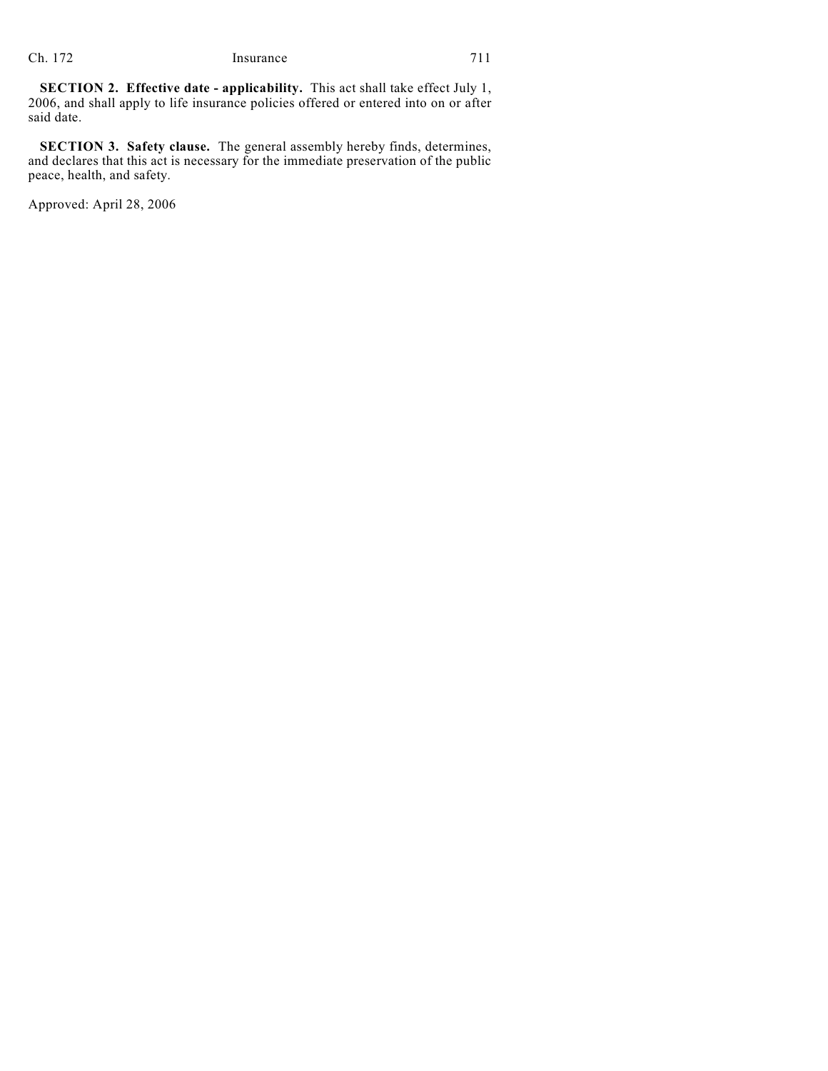**SECTION 2. Effective date - applicability.** This act shall take effect July 1, 2006, and shall apply to life insurance policies offered or entered into on or after said date.

**SECTION 3. Safety clause.** The general assembly hereby finds, determines, and declares that this act is necessary for the immediate preservation of the public peace, health, and safety.

Approved: April 28, 2006